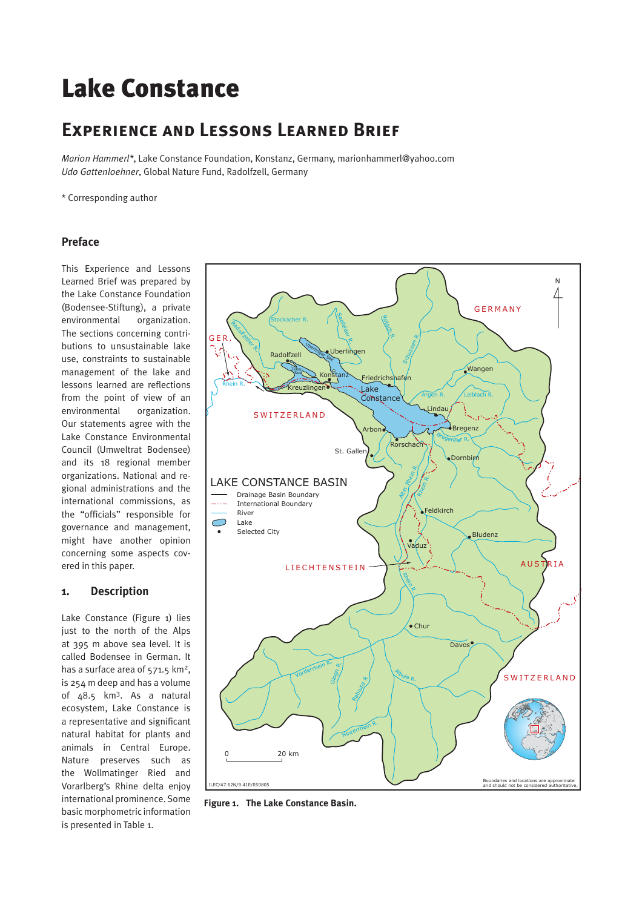# Lake Constance

## Experience and Lessons Learned Brief

*Marion Hammerl*\*, Lake Constance Foundation, Konstanz, Germany, marionhammerl@yahoo.com
*Udo Gattenloehner*, Global Nature Fund, Radolfzell, Germany

\* Corresponding author

### Preface

This Experience and Lessons Learned Brief was prepared by the Lake Constance Foundation (Bodensee-Stiftung), a private environmental organization. The sections concerning contributions to unsustainable lake use, constraints to sustainable management of the lake and lessons learned are reflections from the point of view of an environmental organization. Our statements agree with the Lake Constance Environmental Council (Umweltrat Bodensee) and its 18 regional member organizations. National and regional administrations and the international commissions, as the "officials" responsible for governance and management, might have another opinion concerning some aspects covered in this paper.

### 1. Description

Lake Constance (Figure 1) lies just to the north of the Alps at 395 m above sea level. It is called Bodensee in German. It has a surface area of 571.5 km², is 254 m deep and has a volume of 48.5 km³. As a natural ecosystem, Lake Constance is a representative and significant natural habitat for plants and animals in Central Europe. Nature preserves such as the Wollmatinger Ried and Vorarlberg's Rhine delta enjoy international prominence. Some basic morphometric information is presented in Table 1.

**Figure 1. The Lake Constance Basin.**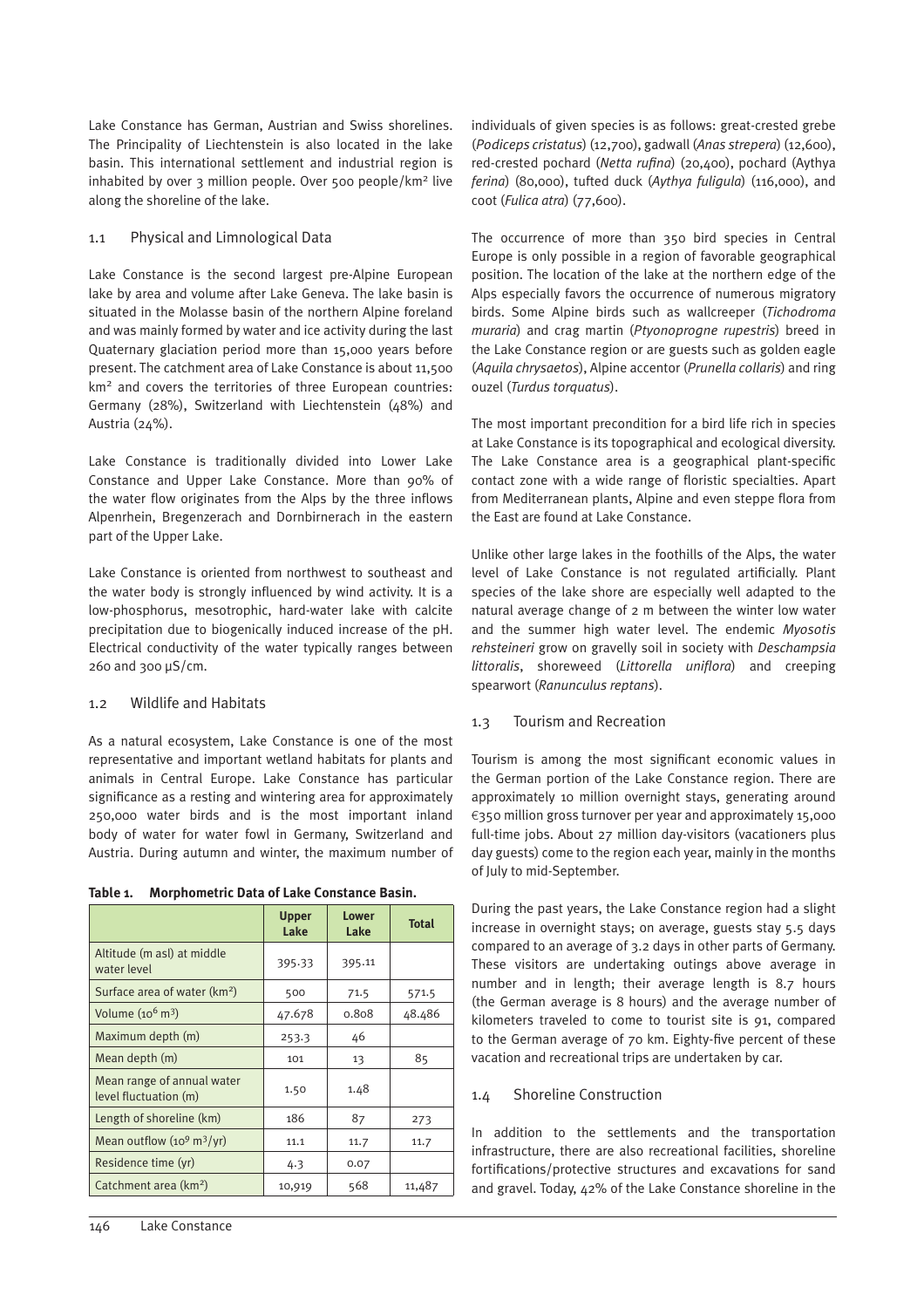Lake Constance has German, Austrian and Swiss shorelines. The Principality of Liechtenstein is also located in the lake basin. This international settlement and industrial region is inhabited by over 3 million people. Over 500 people/km² live along the shoreline of the lake.

### 1.1 Physical and Limnological Data

Lake Constance is the second largest pre-Alpine European lake by area and volume after Lake Geneva. The lake basin is situated in the Molasse basin of the northern Alpine foreland and was mainly formed by water and ice activity during the last Quaternary glaciation period more than 15,000 years before present. The catchment area of Lake Constance is about 11,500 km² and covers the territories of three European countries: Germany (28%), Switzerland with Liechtenstein (48%) and Austria (24%).

Lake Constance is traditionally divided into Lower Lake Constance and Upper Lake Constance. More than 90% of the water flow originates from the Alps by the three inflows Alpenrhein, Bregenzerach and Dornbirnerach in the eastern part of the Upper Lake.

Lake Constance is oriented from northwest to southeast and the water body is strongly influenced by wind activity. It is a low-phosphorus, mesotrophic, hard-water lake with calcite precipitation due to biogenically induced increase of the pH. Electrical conductivity of the water typically ranges between 260 and 300 µS/cm.

### 1.2 Wildlife and Habitats

As a natural ecosystem, Lake Constance is one of the most representative and important wetland habitats for plants and animals in Central Europe. Lake Constance has particular significance as a resting and wintering area for approximately 250,000 water birds and is the most important inland body of water for water fowl in Germany, Switzerland and Austria. During autumn and winter, the maximum number of individuals of given species is as follows: great-crested grebe (*Podiceps cristatus*) (12,700), gadwall (*Anas strepera*) (12,600), red-crested pochard (*Netta rufina*) (20,400), pochard (Aythya *ferina*) (80,000), tufted duck (*Aythya fuligula*) (116,000), and coot (*Fulica atra*) (77,600).

**Table 1. Morphometric Data of Lake Constance Basin.**

| | Upper Lake | Lower Lake | Total |
|---|---|---|---|
| Altitude (m asl) at middle water level | 395.33 | 395.11 | |
| Surface area of water (km²) | 500 | 71.5 | 571.5 |
| Volume ($10^6$ m³) | 47.678 | 0.808 | 48.486 |
| Maximum depth (m) | 253.3 | 46 | |
| Mean depth (m) | 101 | 13 | 85 |
| Mean range of annual water level fluctuation (m) | 1.50 | 1.48 | |
| Length of shoreline (km) | 186 | 87 | 273 |
| Mean outflow ($10^9$ m³/yr) | 11.1 | 11.7 | 11.7 |
| Residence time (yr) | 4.3 | 0.07 | |
| Catchment area (km²) | 10,919 | 568 | 11,487 |

The occurrence of more than 350 bird species in Central Europe is only possible in a region of favorable geographical position. The location of the lake at the northern edge of the Alps especially favors the occurrence of numerous migratory birds. Some Alpine birds such as wallcreeper (*Tichodroma muraria*) and crag martin (*Ptyonoprogne rupestris*) breed in the Lake Constance region or are guests such as golden eagle (*Aquila chrysaetos*), Alpine accentor (*Prunella collaris*) and ring ouzel (*Turdus torquatus*).

The most important precondition for a bird life rich in species at Lake Constance is its topographical and ecological diversity. The Lake Constance area is a geographical plant-specific contact zone with a wide range of floristic specialties. Apart from Mediterranean plants, Alpine and even steppe flora from the East are found at Lake Constance.

Unlike other large lakes in the foothills of the Alps, the water level of Lake Constance is not regulated artificially. Plant species of the lake shore are especially well adapted to the natural average change of 2 m between the winter low water and the summer high water level. The endemic *Myosotis rehsteineri* grow on gravelly soil in society with *Deschampsia littoralis*, shoreweed (*Littorella uniflora*) and creeping spearwort (*Ranunculus reptans*).

### 1.3 Tourism and Recreation

Tourism is among the most significant economic values in the German portion of the Lake Constance region. There are approximately 10 million overnight stays, generating around €350 million gross turnover per year and approximately 15,000 full-time jobs. About 27 million day-visitors (vacationers plus day guests) come to the region each year, mainly in the months of July to mid-September.

During the past years, the Lake Constance region had a slight increase in overnight stays; on average, guests stay 5.5 days compared to an average of 3.2 days in other parts of Germany. These visitors are undertaking outings above average in number and in length; their average length is 8.7 hours (the German average is 8 hours) and the average number of kilometers traveled to come to tourist site is 91, compared to the German average of 70 km. Eighty-five percent of these vacation and recreational trips are undertaken by car.

### 1.4 Shoreline Construction

In addition to the settlements and the transportation infrastructure, there are also recreational facilities, shoreline fortifications/protective structures and excavations for sand and gravel. Today, 42% of the Lake Constance shoreline in the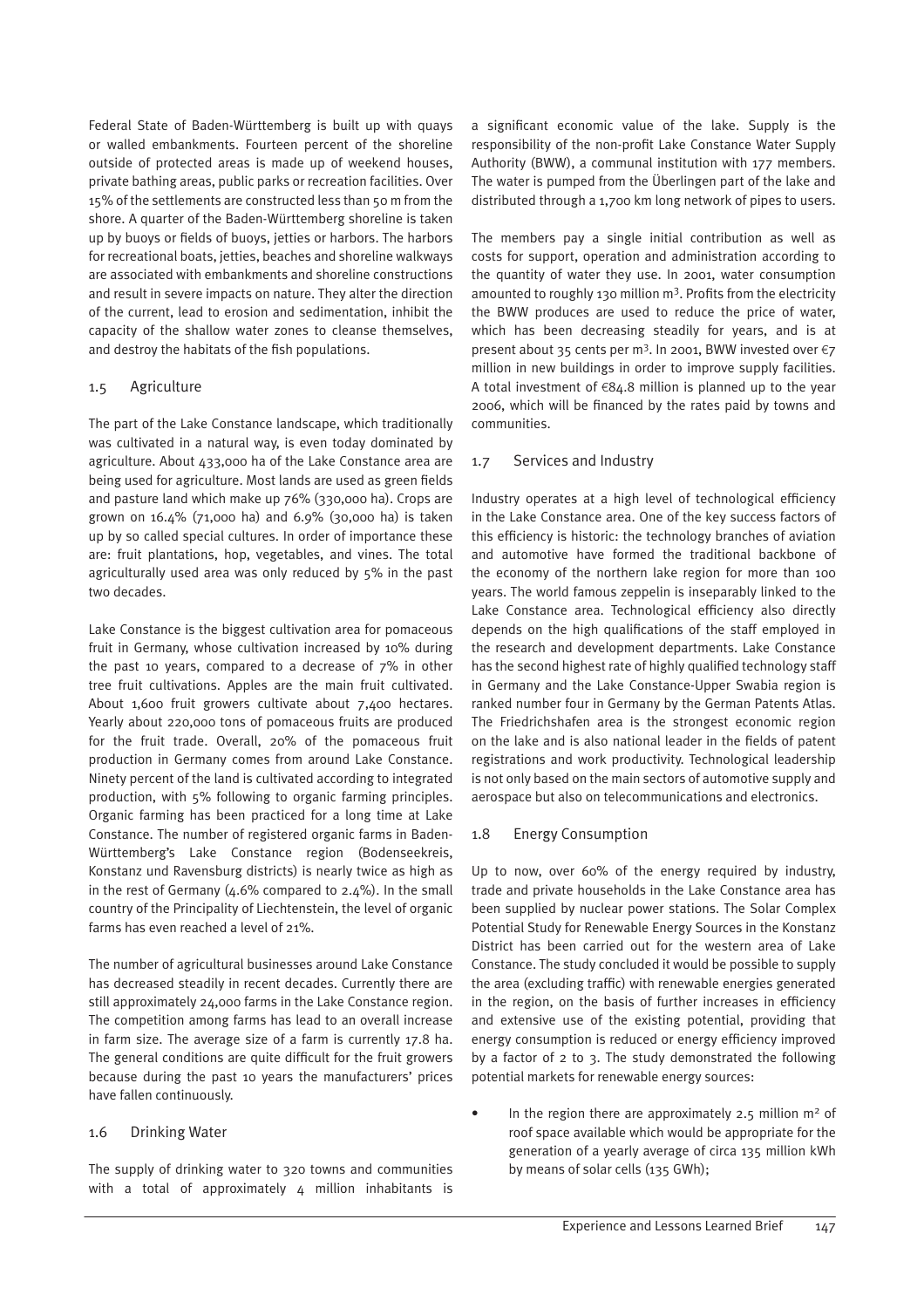Federal State of Baden-Württemberg is built up with quays or walled embankments. Fourteen percent of the shoreline outside of protected areas is made up of weekend houses, private bathing areas, public parks or recreation facilities. Over 15% of the settlements are constructed less than 50 m from the shore. A quarter of the Baden-Württemberg shoreline is taken up by buoys or fields of buoys, jetties or harbors. The harbors for recreational boats, jetties, beaches and shoreline walkways are associated with embankments and shoreline constructions and result in severe impacts on nature. They alter the direction of the current, lead to erosion and sedimentation, inhibit the capacity of the shallow water zones to cleanse themselves, and destroy the habitats of the fish populations.

### 1.5 Agriculture

The part of the Lake Constance landscape, which traditionally was cultivated in a natural way, is even today dominated by agriculture. About 433,000 ha of the Lake Constance area are being used for agriculture. Most lands are used as green fields and pasture land which make up 76% (330,000 ha). Crops are grown on 16.4% (71,000 ha) and 6.9% (30,000 ha) is taken up by so called special cultures. In order of importance these are: fruit plantations, hop, vegetables, and vines. The total agriculturally used area was only reduced by 5% in the past two decades.

Lake Constance is the biggest cultivation area for pomaceous fruit in Germany, whose cultivation increased by 10% during the past 10 years, compared to a decrease of 7% in other tree fruit cultivations. Apples are the main fruit cultivated. About 1,600 fruit growers cultivate about 7,400 hectares. Yearly about 220,000 tons of pomaceous fruits are produced for the fruit trade. Overall, 20% of the pomaceous fruit production in Germany comes from around Lake Constance. Ninety percent of the land is cultivated according to integrated production, with 5% following to organic farming principles. Organic farming has been practiced for a long time at Lake Constance. The number of registered organic farms in Baden-Württemberg's Lake Constance region (Bodenseekreis, Konstanz und Ravensburg districts) is nearly twice as high as in the rest of Germany (4.6% compared to 2.4%). In the small country of the Principality of Liechtenstein, the level of organic farms has even reached a level of 21%.

The number of agricultural businesses around Lake Constance has decreased steadily in recent decades. Currently there are still approximately 24,000 farms in the Lake Constance region. The competition among farms has lead to an overall increase in farm size. The average size of a farm is currently 17.8 ha. The general conditions are quite difficult for the fruit growers because during the past 10 years the manufacturers' prices have fallen continuously.

### 1.6 Drinking Water

The supply of drinking water to 320 towns and communities with a total of approximately 4 million inhabitants is a significant economic value of the lake. Supply is the responsibility of the non-profit Lake Constance Water Supply Authority (BWW), a communal institution with 177 members. The water is pumped from the Überlingen part of the lake and distributed through a 1,700 km long network of pipes to users.

The members pay a single initial contribution as well as costs for support, operation and administration according to the quantity of water they use. In 2001, water consumption amounted to roughly 130 million m$^3$. Profits from the electricity the BWW produces are used to reduce the price of water, which has been decreasing steadily for years, and is at present about 35 cents per m$^3$. In 2001, BWW invested over €7 million in new buildings in order to improve supply facilities. A total investment of €84.8 million is planned up to the year 2006, which will be financed by the rates paid by towns and communities.

### 1.7 Services and Industry

Industry operates at a high level of technological efficiency in the Lake Constance area. One of the key success factors of this efficiency is historic: the technology branches of aviation and automotive have formed the traditional backbone of the economy of the northern lake region for more than 100 years. The world famous zeppelin is inseparably linked to the Lake Constance area. Technological efficiency also directly depends on the high qualifications of the staff employed in the research and development departments. Lake Constance has the second highest rate of highly qualified technology staff in Germany and the Lake Constance-Upper Swabia region is ranked number four in Germany by the German Patents Atlas. The Friedrichshafen area is the strongest economic region on the lake and is also national leader in the fields of patent registrations and work productivity. Technological leadership is not only based on the main sectors of automotive supply and aerospace but also on telecommunications and electronics.

### 1.8 Energy Consumption

Up to now, over 60% of the energy required by industry, trade and private households in the Lake Constance area has been supplied by nuclear power stations. The Solar Complex Potential Study for Renewable Energy Sources in the Konstanz District has been carried out for the western area of Lake Constance. The study concluded it would be possible to supply the area (excluding traffic) with renewable energies generated in the region, on the basis of further increases in efficiency and extensive use of the existing potential, providing that energy consumption is reduced or energy efficiency improved by a factor of 2 to 3. The study demonstrated the following potential markets for renewable energy sources:

- In the region there are approximately 2.5 million m² of roof space available which would be appropriate for the generation of a yearly average of circa 135 million kWh by means of solar cells (135 GWh);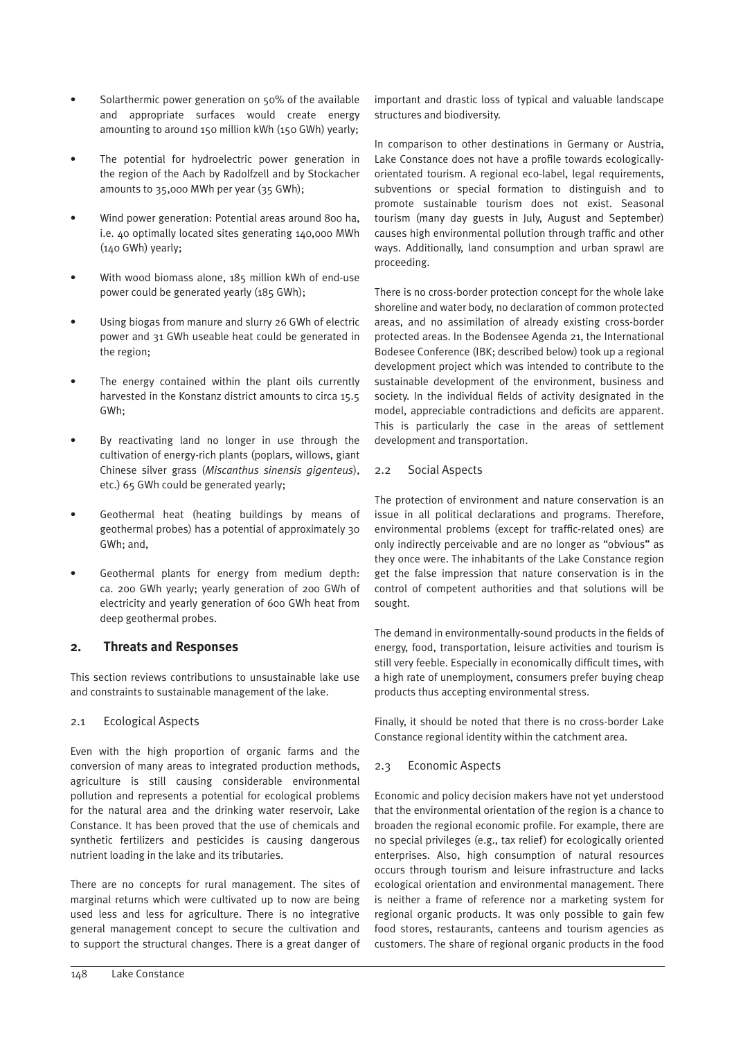- Solarthermic power generation on 50% of the available and appropriate surfaces would create energy amounting to around 150 million kWh (150 GWh) yearly;
- The potential for hydroelectric power generation in the region of the Aach by Radolfzell and by Stockacher amounts to 35,000 MWh per year (35 GWh);
- Wind power generation: Potential areas around 800 ha, i.e. 40 optimally located sites generating 140,000 MWh (140 GWh) yearly;
- With wood biomass alone, 185 million kWh of end-use power could be generated yearly (185 GWh);
- Using biogas from manure and slurry 26 GWh of electric power and 31 GWh useable heat could be generated in the region;
- The energy contained within the plant oils currently harvested in the Konstanz district amounts to circa 15.5 GWh;
- By reactivating land no longer in use through the cultivation of energy-rich plants (poplars, willows, giant Chinese silver grass (*Miscanthus sinensis gigenteus*), etc.) 65 GWh could be generated yearly;
- Geothermal heat (heating buildings by means of geothermal probes) has a potential of approximately 30 GWh; and,
- Geothermal plants for energy from medium depth: ca. 200 GWh yearly; yearly generation of 200 GWh of electricity and yearly generation of 600 GWh heat from deep geothermal probes.

## 2. Threats and Responses

This section reviews contributions to unsustainable lake use and constraints to sustainable management of the lake.

### 2.1 Ecological Aspects

Even with the high proportion of organic farms and the conversion of many areas to integrated production methods, agriculture is still causing considerable environmental pollution and represents a potential for ecological problems for the natural area and the drinking water reservoir, Lake Constance. It has been proved that the use of chemicals and synthetic fertilizers and pesticides is causing dangerous nutrient loading in the lake and its tributaries.

There are no concepts for rural management. The sites of marginal returns which were cultivated up to now are being used less and less for agriculture. There is no integrative general management concept to secure the cultivation and to support the structural changes. There is a great danger of important and drastic loss of typical and valuable landscape structures and biodiversity.

In comparison to other destinations in Germany or Austria, Lake Constance does not have a profile towards ecologically-orientated tourism. A regional eco-label, legal requirements, subventions or special formation to distinguish and to promote sustainable tourism does not exist. Seasonal tourism (many day guests in July, August and September) causes high environmental pollution through traffic and other ways. Additionally, land consumption and urban sprawl are proceeding.

There is no cross-border protection concept for the whole lake shoreline and water body, no declaration of common protected areas, and no assimilation of already existing cross-border protected areas. In the Bodensee Agenda 21, the International Bodesee Conference (IBK; described below) took up a regional development project which was intended to contribute to the sustainable development of the environment, business and society. In the individual fields of activity designated in the model, appreciable contradictions and deficits are apparent. This is particularly the case in the areas of settlement development and transportation.

### 2.2 Social Aspects

The protection of environment and nature conservation is an issue in all political declarations and programs. Therefore, environmental problems (except for traffic-related ones) are only indirectly perceivable and are no longer as "obvious" as they once were. The inhabitants of the Lake Constance region get the false impression that nature conservation is in the control of competent authorities and that solutions will be sought.

The demand in environmentally-sound products in the fields of energy, food, transportation, leisure activities and tourism is still very feeble. Especially in economically difficult times, with a high rate of unemployment, consumers prefer buying cheap products thus accepting environmental stress.

Finally, it should be noted that there is no cross-border Lake Constance regional identity within the catchment area.

### 2.3 Economic Aspects

Economic and policy decision makers have not yet understood that the environmental orientation of the region is a chance to broaden the regional economic profile. For example, there are no special privileges (e.g., tax relief) for ecologically oriented enterprises. Also, high consumption of natural resources occurs through tourism and leisure infrastructure and lacks ecological orientation and environmental management. There is neither a frame of reference nor a marketing system for regional organic products. It was only possible to gain few food stores, restaurants, canteens and tourism agencies as customers. The share of regional organic products in the food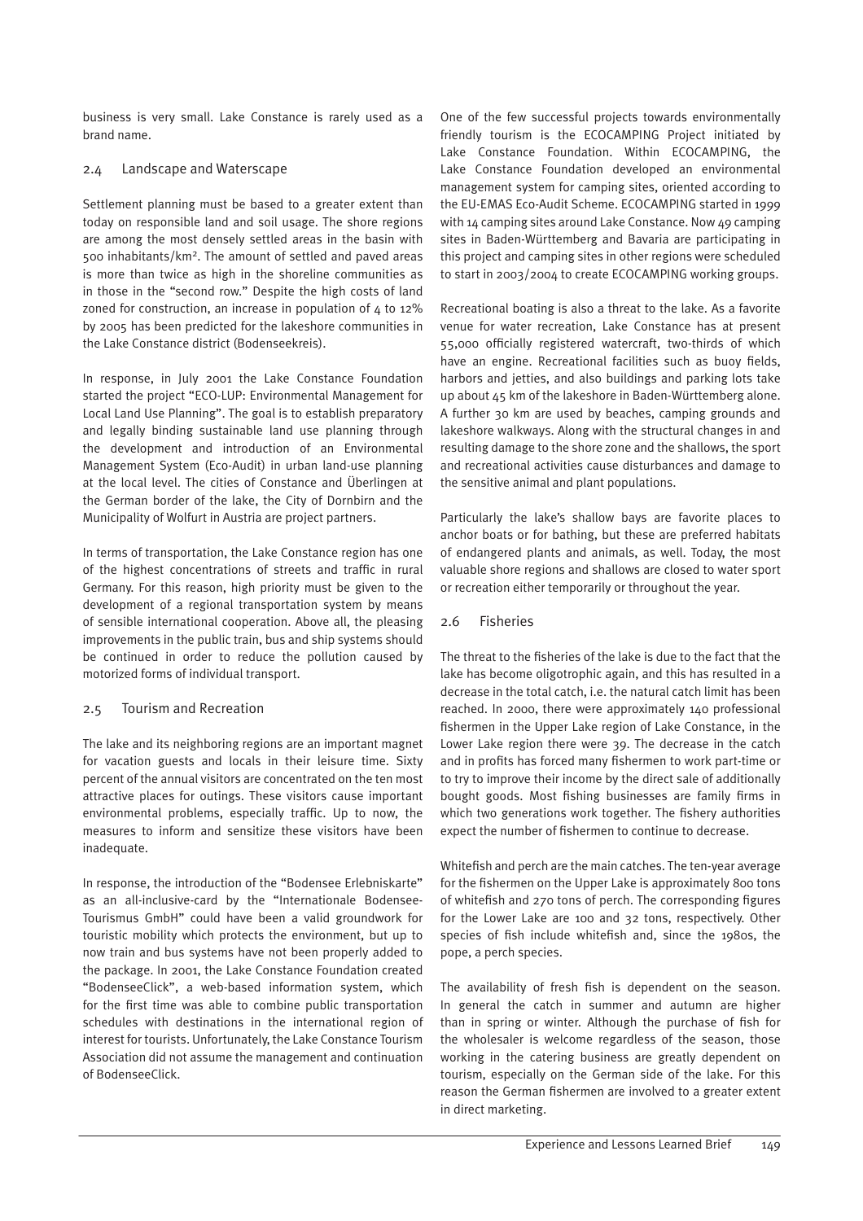business is very small. Lake Constance is rarely used as a brand name.

### 2.4 Landscape and Waterscape

Settlement planning must be based to a greater extent than today on responsible land and soil usage. The shore regions are among the most densely settled areas in the basin with 500 inhabitants/km². The amount of settled and paved areas is more than twice as high in the shoreline communities as in those in the "second row." Despite the high costs of land zoned for construction, an increase in population of 4 to 12% by 2005 has been predicted for the lakeshore communities in the Lake Constance district (Bodenseekreis).

In response, in July 2001 the Lake Constance Foundation started the project "ECO-LUP: Environmental Management for Local Land Use Planning". The goal is to establish preparatory and legally binding sustainable land use planning through the development and introduction of an Environmental Management System (Eco-Audit) in urban land-use planning at the local level. The cities of Constance and Überlingen at the German border of the lake, the City of Dornbirn and the Municipality of Wolfurt in Austria are project partners.

In terms of transportation, the Lake Constance region has one of the highest concentrations of streets and traffic in rural Germany. For this reason, high priority must be given to the development of a regional transportation system by means of sensible international cooperation. Above all, the pleasing improvements in the public train, bus and ship systems should be continued in order to reduce the pollution caused by motorized forms of individual transport.

### 2.5 Tourism and Recreation

The lake and its neighboring regions are an important magnet for vacation guests and locals in their leisure time. Sixty percent of the annual visitors are concentrated on the ten most attractive places for outings. These visitors cause important environmental problems, especially traffic. Up to now, the measures to inform and sensitize these visitors have been inadequate.

In response, the introduction of the "Bodensee Erlebniskarte" as an all-inclusive-card by the "Internationale Bodensee-Tourismus GmbH" could have been a valid groundwork for touristic mobility which protects the environment, but up to now train and bus systems have not been properly added to the package. In 2001, the Lake Constance Foundation created "BodenseeClick", a web-based information system, which for the first time was able to combine public transportation schedules with destinations in the international region of interest for tourists. Unfortunately, the Lake Constance Tourism Association did not assume the management and continuation of BodenseeClick.

One of the few successful projects towards environmentally friendly tourism is the ECOCAMPING Project initiated by Lake Constance Foundation. Within ECOCAMPING, the Lake Constance Foundation developed an environmental management system for camping sites, oriented according to the EU-EMAS Eco-Audit Scheme. ECOCAMPING started in 1999 with 14 camping sites around Lake Constance. Now 49 camping sites in Baden-Württemberg and Bavaria are participating in this project and camping sites in other regions were scheduled to start in 2003/2004 to create ECOCAMPING working groups.

Recreational boating is also a threat to the lake. As a favorite venue for water recreation, Lake Constance has at present 55,000 officially registered watercraft, two-thirds of which have an engine. Recreational facilities such as buoy fields, harbors and jetties, and also buildings and parking lots take up about 45 km of the lakeshore in Baden-Württemberg alone. A further 30 km are used by beaches, camping grounds and lakeshore walkways. Along with the structural changes in and resulting damage to the shore zone and the shallows, the sport and recreational activities cause disturbances and damage to the sensitive animal and plant populations.

Particularly the lake's shallow bays are favorite places to anchor boats or for bathing, but these are preferred habitats of endangered plants and animals, as well. Today, the most valuable shore regions and shallows are closed to water sport or recreation either temporarily or throughout the year.

### 2.6 Fisheries

The threat to the fisheries of the lake is due to the fact that the lake has become oligotrophic again, and this has resulted in a decrease in the total catch, i.e. the natural catch limit has been reached. In 2000, there were approximately 140 professional fishermen in the Upper Lake region of Lake Constance, in the Lower Lake region there were 39. The decrease in the catch and in profits has forced many fishermen to work part-time or to try to improve their income by the direct sale of additionally bought goods. Most fishing businesses are family firms in which two generations work together. The fishery authorities expect the number of fishermen to continue to decrease.

Whitefish and perch are the main catches. The ten-year average for the fishermen on the Upper Lake is approximately 800 tons of whitefish and 270 tons of perch. The corresponding figures for the Lower Lake are 100 and 32 tons, respectively. Other species of fish include whitefish and, since the 1980s, the pope, a perch species.

The availability of fresh fish is dependent on the season. In general the catch in summer and autumn are higher than in spring or winter. Although the purchase of fish for the wholesaler is welcome regardless of the season, those working in the catering business are greatly dependent on tourism, especially on the German side of the lake. For this reason the German fishermen are involved to a greater extent in direct marketing.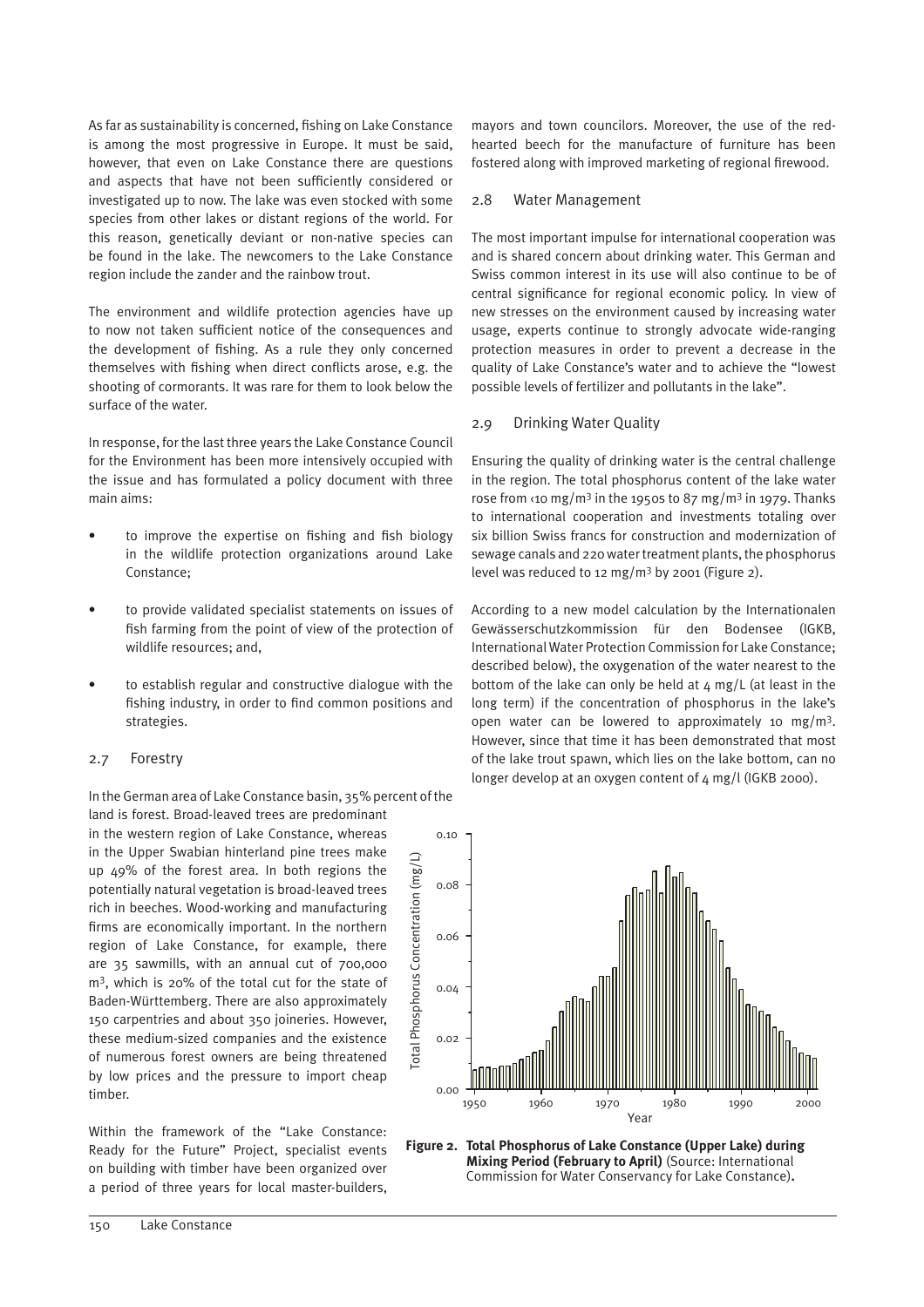As far as sustainability is concerned, fishing on Lake Constance is among the most progressive in Europe. It must be said, however, that even on Lake Constance there are questions and aspects that have not been sufficiently considered or investigated up to now. The lake was even stocked with some species from other lakes or distant regions of the world. For this reason, genetically deviant or non-native species can be found in the lake. The newcomers to the Lake Constance region include the zander and the rainbow trout.

The environment and wildlife protection agencies have up to now not taken sufficient notice of the consequences and the development of fishing. As a rule they only concerned themselves with fishing when direct conflicts arose, e.g. the shooting of cormorants. It was rare for them to look below the surface of the water.

In response, for the last three years the Lake Constance Council for the Environment has been more intensively occupied with the issue and has formulated a policy document with three main aims:

- to improve the expertise on fishing and fish biology in the wildlife protection organizations around Lake Constance;
- to provide validated specialist statements on issues of fish farming from the point of view of the protection of wildlife resources; and,
- to establish regular and constructive dialogue with the fishing industry, in order to find common positions and strategies.

## 2.7 Forestry

In the German area of Lake Constance basin, 35% percent of the land is forest. Broad-leaved trees are predominant in the western region of Lake Constance, whereas in the Upper Swabian hinterland pine trees make up 49% of the forest area. In both regions the potentially natural vegetation is broad-leaved trees rich in beeches. Wood-working and manufacturing firms are economically important. In the northern region of Lake Constance, for example, there are 35 sawmills, with an annual cut of 700,000 $m^3$, which is 20% of the total cut for the state of Baden-Württemberg. There are also approximately 150 carpentries and about 350 joineries. However, these medium-sized companies and the existence of numerous forest owners are being threatened by low prices and the pressure to import cheap timber.

Within the framework of the "Lake Constance: Ready for the Future" Project, specialist events on building with timber have been organized over a period of three years for local master-builders, mayors and town councilors. Moreover, the use of the red-hearted beech for the manufacture of furniture has been fostered along with improved marketing of regional firewood.

## 2.8 Water Management

The most important impulse for international cooperation was and is shared concern about drinking water. This German and Swiss common interest in its use will also continue to be of central significance for regional economic policy. In view of new stresses on the environment caused by increasing water usage, experts continue to strongly advocate wide-ranging protection measures in order to prevent a decrease in the quality of Lake Constance's water and to achieve the "lowest possible levels of fertilizer and pollutants in the lake".

## 2.9 Drinking Water Quality

Ensuring the quality of drinking water is the central challenge in the region. The total phosphorus content of the lake water rose from <10 mg/$m^3$ in the 1950s to 87 mg/$m^3$ in 1979. Thanks to international cooperation and investments totaling over six billion Swiss francs for construction and modernization of sewage canals and 220 water treatment plants, the phosphorus level was reduced to 12 mg/$m^3$ by 2001 (Figure 2).

According to a new model calculation by the Internationalen Gewässerschutzkommission für den Bodensee (IGKB, International Water Protection Commission for Lake Constance; described below), the oxygenation of the water nearest to the bottom of the lake can only be held at 4 mg/L (at least in the long term) if the concentration of phosphorus in the lake's open water can be lowered to approximately 10 mg/$m^3$. However, since that time it has been demonstrated that most of the lake trout spawn, which lies on the lake bottom, can no longer develop at an oxygen content of 4 mg/l (IGKB 2000).

**Figure 2. Total Phosphorus of Lake Constance (Upper Lake) during Mixing Period (February to April)** (Source: International Commission for Water Conservancy for Lake Constance).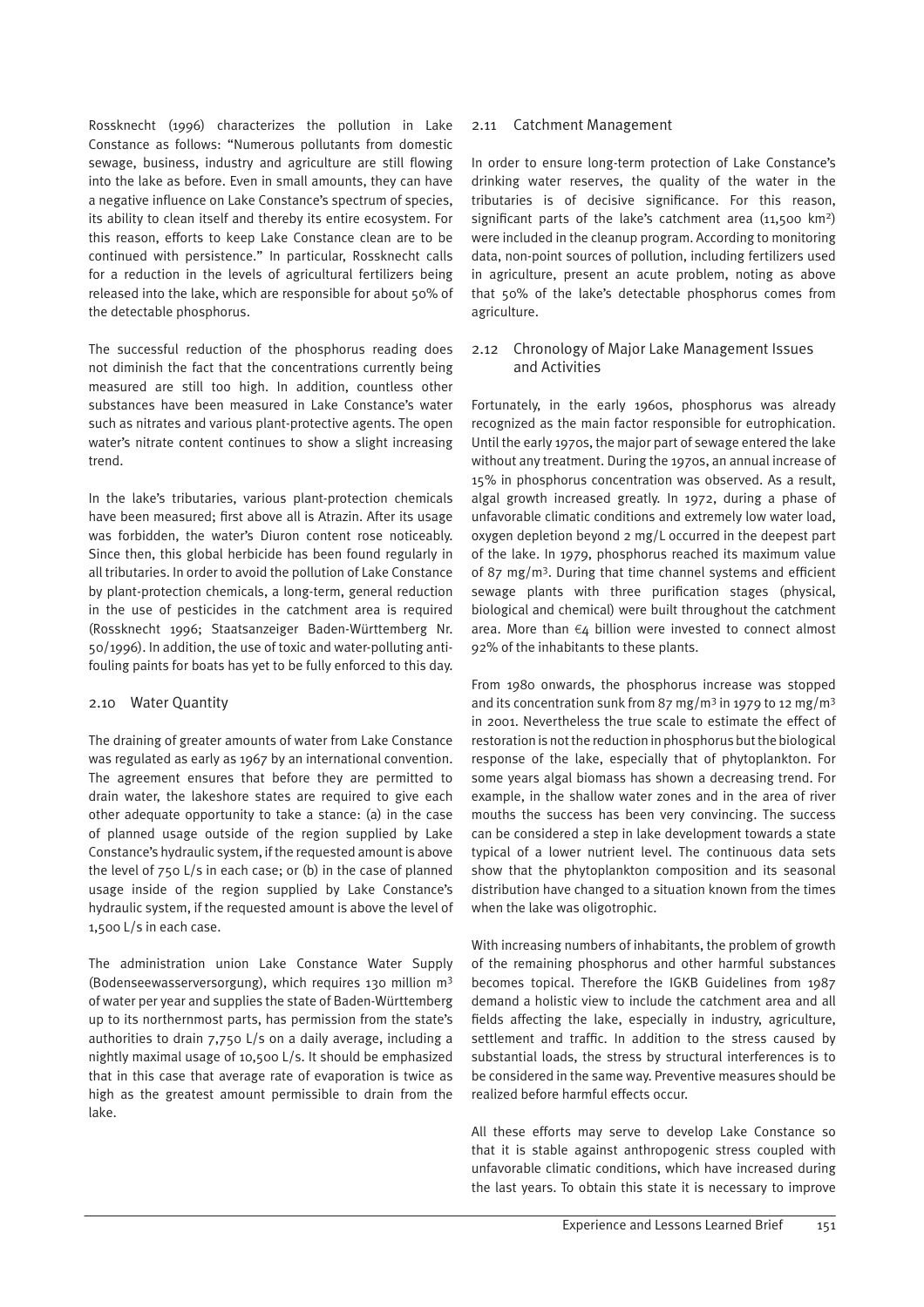Rossknecht (1996) characterizes the pollution in Lake Constance as follows: "Numerous pollutants from domestic sewage, business, industry and agriculture are still flowing into the lake as before. Even in small amounts, they can have a negative influence on Lake Constance's spectrum of species, its ability to clean itself and thereby its entire ecosystem. For this reason, efforts to keep Lake Constance clean are to be continued with persistence." In particular, Rossknecht calls for a reduction in the levels of agricultural fertilizers being released into the lake, which are responsible for about 50% of the detectable phosphorus.

The successful reduction of the phosphorus reading does not diminish the fact that the concentrations currently being measured are still too high. In addition, countless other substances have been measured in Lake Constance's water such as nitrates and various plant-protective agents. The open water's nitrate content continues to show a slight increasing trend.

In the lake's tributaries, various plant-protection chemicals have been measured; first above all is Atrazin. After its usage was forbidden, the water's Diuron content rose noticeably. Since then, this global herbicide has been found regularly in all tributaries. In order to avoid the pollution of Lake Constance by plant-protection chemicals, a long-term, general reduction in the use of pesticides in the catchment area is required (Rossknecht 1996; Staatsanzeiger Baden-Württemberg Nr. 50/1996). In addition, the use of toxic and water-polluting anti-fouling paints for boats has yet to be fully enforced to this day.

### 2.10 Water Quantity

The draining of greater amounts of water from Lake Constance was regulated as early as 1967 by an international convention. The agreement ensures that before they are permitted to drain water, the lakeshore states are required to give each other adequate opportunity to take a stance: (a) in the case of planned usage outside of the region supplied by Lake Constance's hydraulic system, if the requested amount is above the level of 750 L/s in each case; or (b) in the case of planned usage inside of the region supplied by Lake Constance's hydraulic system, if the requested amount is above the level of 1,500 L/s in each case.

The administration union Lake Constance Water Supply (Bodenseewasserversorgung), which requires 130 million $m^3$ of water per year and supplies the state of Baden-Württemberg up to its northernmost parts, has permission from the state's authorities to drain 7,750 L/s on a daily average, including a nightly maximal usage of 10,500 L/s. It should be emphasized that in this case that average rate of evaporation is twice as high as the greatest amount permissible to drain from the lake.

### 2.11 Catchment Management

In order to ensure long-term protection of Lake Constance's drinking water reserves, the quality of the water in the tributaries is of decisive significance. For this reason, significant parts of the lake's catchment area (11,500 $km^2$) were included in the cleanup program. According to monitoring data, non-point sources of pollution, including fertilizers used in agriculture, present an acute problem, noting as above that 50% of the lake's detectable phosphorus comes from agriculture.

### 2.12 Chronology of Major Lake Management Issues and Activities

Fortunately, in the early 1960s, phosphorus was already recognized as the main factor responsible for eutrophication. Until the early 1970s, the major part of sewage entered the lake without any treatment. During the 1970s, an annual increase of 15% in phosphorus concentration was observed. As a result, algal growth increased greatly. In 1972, during a phase of unfavorable climatic conditions and extremely low water load, oxygen depletion beyond 2 mg/L occurred in the deepest part of the lake. In 1979, phosphorus reached its maximum value of 87 mg/$m^3$. During that time channel systems and efficient sewage plants with three purification stages (physical, biological and chemical) were built throughout the catchment area. More than €4 billion were invested to connect almost 92% of the inhabitants to these plants.

From 1980 onwards, the phosphorus increase was stopped and its concentration sunk from 87 mg/$m^3$ in 1979 to 12 mg/$m^3$ in 2001. Nevertheless the true scale to estimate the effect of restoration is not the reduction in phosphorus but the biological response of the lake, especially that of phytoplankton. For some years algal biomass has shown a decreasing trend. For example, in the shallow water zones and in the area of river mouths the success has been very convincing. The success can be considered a step in lake development towards a state typical of a lower nutrient level. The continuous data sets show that the phytoplankton composition and its seasonal distribution have changed to a situation known from the times when the lake was oligotrophic.

With increasing numbers of inhabitants, the problem of growth of the remaining phosphorus and other harmful substances becomes topical. Therefore the IGKB Guidelines from 1987 demand a holistic view to include the catchment area and all fields affecting the lake, especially in industry, agriculture, settlement and traffic. In addition to the stress caused by substantial loads, the stress by structural interferences is to be considered in the same way. Preventive measures should be realized before harmful effects occur.

All these efforts may serve to develop Lake Constance so that it is stable against anthropogenic stress coupled with unfavorable climatic conditions, which have increased during the last years. To obtain this state it is necessary to improve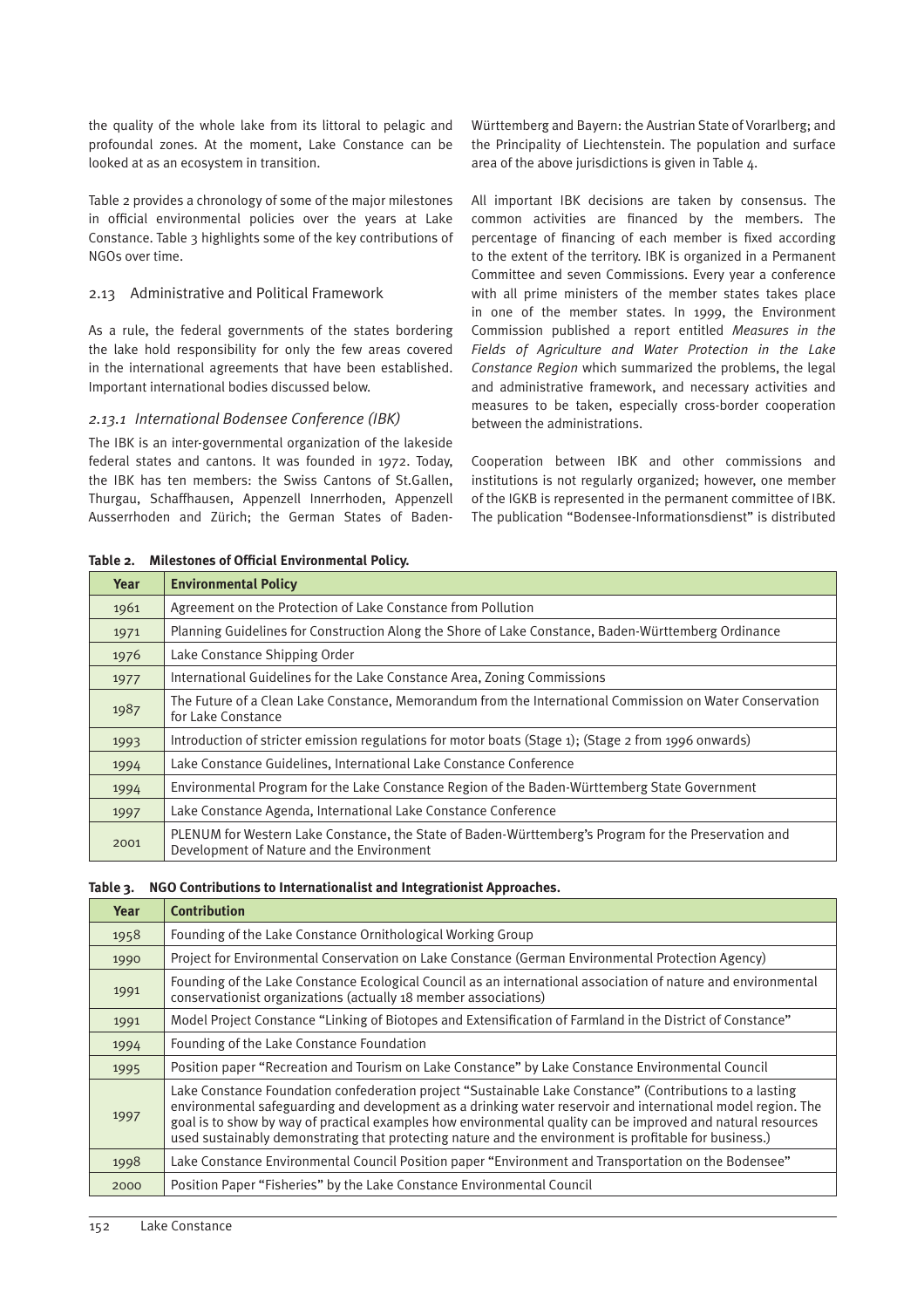the quality of the whole lake from its littoral to pelagic and profoundal zones. At the moment, Lake Constance can be looked at as an ecosystem in transition.

Table 2 provides a chronology of some of the major milestones in official environmental policies over the years at Lake Constance. Table 3 highlights some of the key contributions of NGOs over time.

## 2.13 Administrative and Political Framework

As a rule, the federal governments of the states bordering the lake hold responsibility for only the few areas covered in the international agreements that have been established. Important international bodies discussed below.

### *2.13.1 International Bodensee Conference (IBK)*

The IBK is an inter-governmental organization of the lakeside federal states and cantons. It was founded in 1972. Today, the IBK has ten members: the Swiss Cantons of St.Gallen, Thurgau, Schaffhausen, Appenzell Innerrhoden, Appenzell Ausserrhoden and Zürich; the German States of Baden-Württemberg and Bayern: the Austrian State of Vorarlberg; and the Principality of Liechtenstein. The population and surface area of the above jurisdictions is given in Table 4.

All important IBK decisions are taken by consensus. The common activities are financed by the members. The percentage of financing of each member is fixed according to the extent of the territory. IBK is organized in a Permanent Committee and seven Commissions. Every year a conference with all prime ministers of the member states takes place in one of the member states. In 1999, the Environment Commission published a report entitled *Measures in the Fields of Agriculture and Water Protection in the Lake Constance Region* which summarized the problems, the legal and administrative framework, and necessary activities and measures to be taken, especially cross-border cooperation between the administrations.

Cooperation between IBK and other commissions and institutions is not regularly organized; however, one member of the IGKB is represented in the permanent committee of IBK. The publication "Bodensee-Informationsdienst" is distributed

**Table 2. Milestones of Official Environmental Policy.**

| Year | Environmental Policy |
|---|---|
| 1961 | Agreement on the Protection of Lake Constance from Pollution |
| 1971 | Planning Guidelines for Construction Along the Shore of Lake Constance, Baden-Württemberg Ordinance |
| 1976 | Lake Constance Shipping Order |
| 1977 | International Guidelines for the Lake Constance Area, Zoning Commissions |
| 1987 | The Future of a Clean Lake Constance, Memorandum from the International Commission on Water Conservation for Lake Constance |
| 1993 | Introduction of stricter emission regulations for motor boats (Stage 1); (Stage 2 from 1996 onwards) |
| 1994 | Lake Constance Guidelines, International Lake Constance Conference |
| 1994 | Environmental Program for the Lake Constance Region of the Baden-Württemberg State Government |
| 1997 | Lake Constance Agenda, International Lake Constance Conference |
| 2001 | PLENUM for Western Lake Constance, the State of Baden-Württemberg's Program for the Preservation and Development of Nature and the Environment |

**Table 3. NGO Contributions to Internationalist and Integrationist Approaches.**

| Year | Contribution |
|---|---|
| 1958 | Founding of the Lake Constance Ornithological Working Group |
| 1990 | Project for Environmental Conservation on Lake Constance (German Environmental Protection Agency) |
| 1991 | Founding of the Lake Constance Ecological Council as an international association of nature and environmental conservationist organizations (actually 18 member associations) |
| 1991 | Model Project Constance "Linking of Biotopes and Extensification of Farmland in the District of Constance" |
| 1994 | Founding of the Lake Constance Foundation |
| 1995 | Position paper "Recreation and Tourism on Lake Constance" by Lake Constance Environmental Council |
| 1997 | Lake Constance Foundation confederation project "Sustainable Lake Constance" (Contributions to a lasting environmental safeguarding and development as a drinking water reservoir and international model region. The goal is to show by way of practical examples how environmental quality can be improved and natural resources used sustainably demonstrating that protecting nature and the environment is profitable for business.) |
| 1998 | Lake Constance Environmental Council Position paper "Environment and Transportation on the Bodensee" |
| 2000 | Position Paper "Fisheries" by the Lake Constance Environmental Council |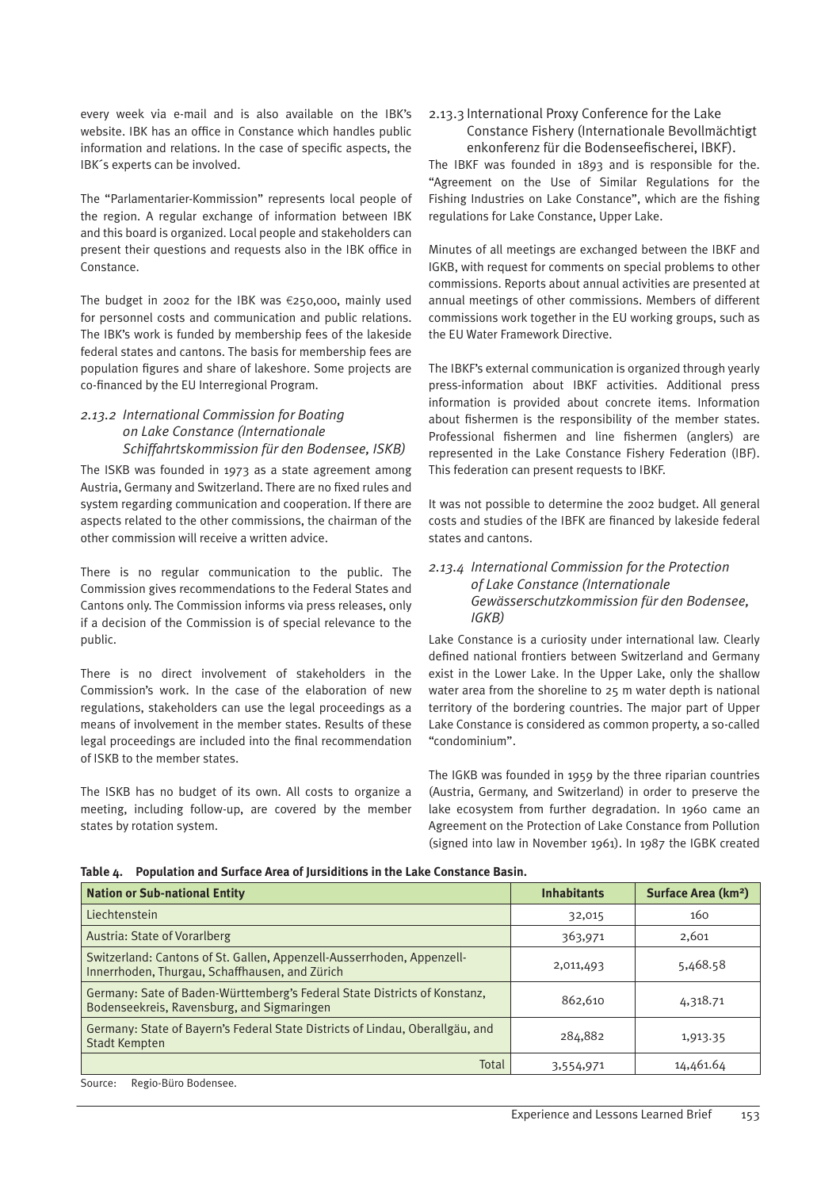every week via e-mail and is also available on the IBK's website. IBK has an office in Constance which handles public information and relations. In the case of specific aspects, the IBK´s experts can be involved.

The "Parlamentarier-Kommission" represents local people of the region. A regular exchange of information between IBK and this board is organized. Local people and stakeholders can present their questions and requests also in the IBK office in Constance.

The budget in 2002 for the IBK was €250,000, mainly used for personnel costs and communication and public relations. The IBK's work is funded by membership fees of the lakeside federal states and cantons. The basis for membership fees are population figures and share of lakeshore. Some projects are co-financed by the EU Interregional Program.

### *2.13.2 International Commission for Boating on Lake Constance (Internationale Schiffahrtskommission für den Bodensee, ISKB)*

The ISKB was founded in 1973 as a state agreement among Austria, Germany and Switzerland. There are no fixed rules and system regarding communication and cooperation. If there are aspects related to the other commissions, the chairman of the other commission will receive a written advice.

There is no regular communication to the public. The Commission gives recommendations to the Federal States and Cantons only. The Commission informs via press releases, only if a decision of the Commission is of special relevance to the public.

There is no direct involvement of stakeholders in the Commission's work. In the case of the elaboration of new regulations, stakeholders can use the legal proceedings as a means of involvement in the member states. Results of these legal proceedings are included into the final recommendation of ISKB to the member states.

The ISKB has no budget of its own. All costs to organize a meeting, including follow-up, are covered by the member states by rotation system.

### 2.13.3 International Proxy Conference for the Lake Constance Fishery (Internationale Bevollmächtigt enkonferenz für die Bodenseefischerei, IBKF).

The IBKF was founded in 1893 and is responsible for the. "Agreement on the Use of Similar Regulations for the Fishing Industries on Lake Constance", which are the fishing regulations for Lake Constance, Upper Lake.

Minutes of all meetings are exchanged between the IBKF and IGKB, with request for comments on special problems to other commissions. Reports about annual activities are presented at annual meetings of other commissions. Members of different commissions work together in the EU working groups, such as the EU Water Framework Directive.

The IBKF's external communication is organized through yearly press-information about IBKF activities. Additional press information is provided about concrete items. Information about fishermen is the responsibility of the member states. Professional fishermen and line fishermen (anglers) are represented in the Lake Constance Fishery Federation (IBF). This federation can present requests to IBKF.

It was not possible to determine the 2002 budget. All general costs and studies of the IBFK are financed by lakeside federal states and cantons.

### *2.13.4 International Commission for the Protection of Lake Constance (Internationale Gewässerschutzkommission für den Bodensee, IGKB)*

Lake Constance is a curiosity under international law. Clearly defined national frontiers between Switzerland and Germany exist in the Lower Lake. In the Upper Lake, only the shallow water area from the shoreline to 25 m water depth is national territory of the bordering countries. The major part of Upper Lake Constance is considered as common property, a so-called "condominium".

The IGKB was founded in 1959 by the three riparian countries (Austria, Germany, and Switzerland) in order to preserve the lake ecosystem from further degradation. In 1960 came an Agreement on the Protection of Lake Constance from Pollution (signed into law in November 1961). In 1987 the IGBK created

**Table 4. Population and Surface Area of Jursiditions in the Lake Constance Basin.**

| Nation or Sub-national Entity | Inhabitants | Surface Area (km²) |
|---|---|---|
| Liechtenstein | 32,015 | 160 |
| Austria: State of Vorarlberg | 363,971 | 2,601 |
| Switzerland: Cantons of St. Gallen, Appenzell-Ausserrhoden, Appenzell-Innerrhoden, Thurgau, Schaffhausen, and Zürich | 2,011,493 | 5,468.58 |
| Germany: Sate of Baden-Württemberg's Federal State Districts of Konstanz, Bodenseekreis, Ravensburg, and Sigmaringen | 862,610 | 4,318.71 |
| Germany: State of Bayern's Federal State Districts of Lindau, Oberallgäu, and Stadt Kempten | 284,882 | 1,913.35 |
| Total | 3,554,971 | 14,461.64 |

Source: Regio-Büro Bodensee.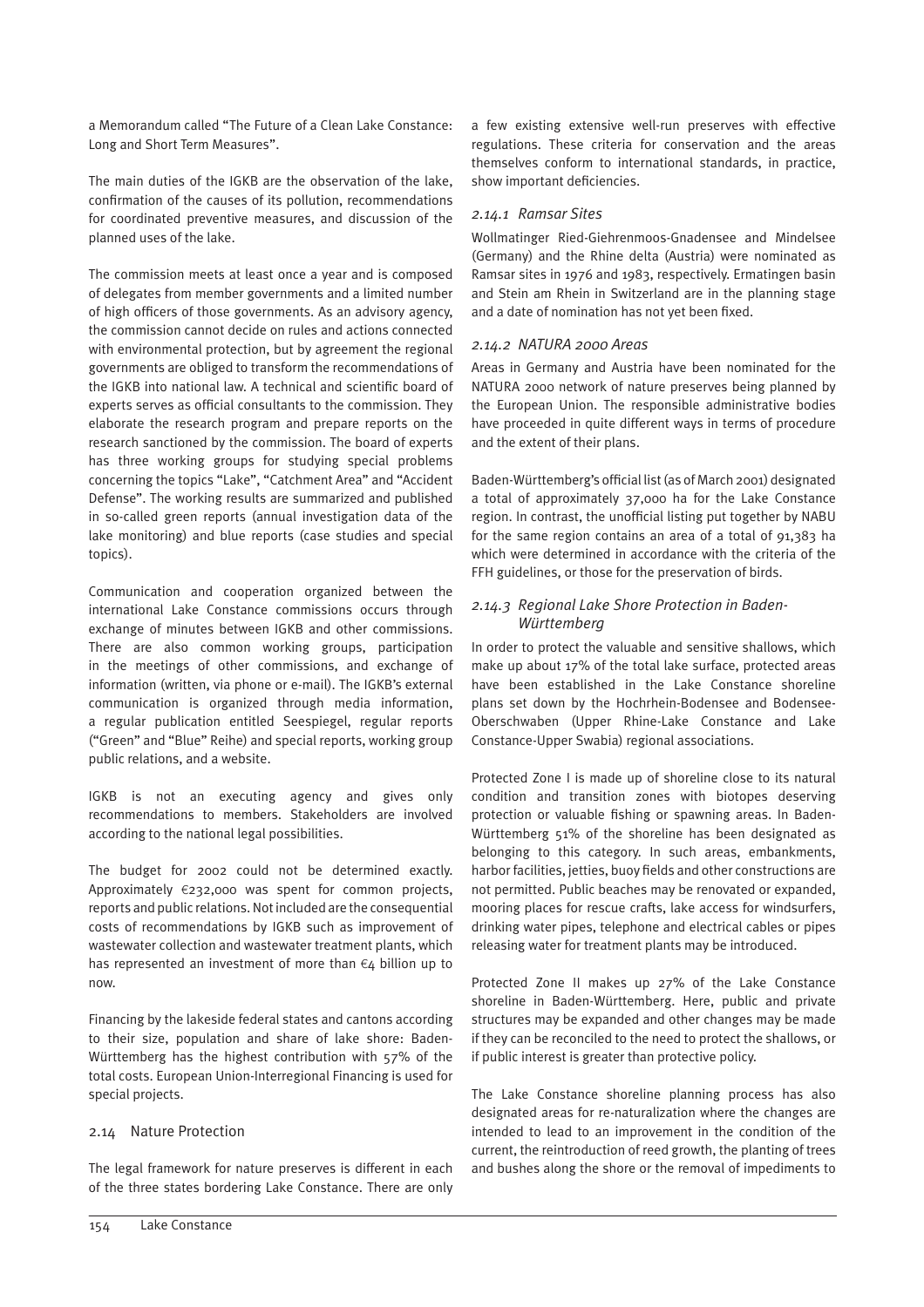a Memorandum called "The Future of a Clean Lake Constance: Long and Short Term Measures".

The main duties of the IGKB are the observation of the lake, confirmation of the causes of its pollution, recommendations for coordinated preventive measures, and discussion of the planned uses of the lake.

The commission meets at least once a year and is composed of delegates from member governments and a limited number of high officers of those governments. As an advisory agency, the commission cannot decide on rules and actions connected with environmental protection, but by agreement the regional governments are obliged to transform the recommendations of the IGKB into national law. A technical and scientific board of experts serves as official consultants to the commission. They elaborate the research program and prepare reports on the research sanctioned by the commission. The board of experts has three working groups for studying special problems concerning the topics "Lake", "Catchment Area" and "Accident Defense". The working results are summarized and published in so-called green reports (annual investigation data of the lake monitoring) and blue reports (case studies and special topics).

Communication and cooperation organized between the international Lake Constance commissions occurs through exchange of minutes between IGKB and other commissions. There are also common working groups, participation in the meetings of other commissions, and exchange of information (written, via phone or e-mail). The IGKB's external communication is organized through media information, a regular publication entitled Seespiegel, regular reports ("Green" and "Blue" Reihe) and special reports, working group public relations, and a website.

IGKB is not an executing agency and gives only recommendations to members. Stakeholders are involved according to the national legal possibilities.

The budget for 2002 could not be determined exactly. Approximately €232,000 was spent for common projects, reports and public relations. Not included are the consequential costs of recommendations by IGKB such as improvement of wastewater collection and wastewater treatment plants, which has represented an investment of more than €4 billion up to now.

Financing by the lakeside federal states and cantons according to their size, population and share of lake shore: Baden-Württemberg has the highest contribution with 57% of the total costs. European Union-Interregional Financing is used for special projects.

## 2.14 Nature Protection

The legal framework for nature preserves is different in each of the three states bordering Lake Constance. There are only a few existing extensive well-run preserves with effective regulations. These criteria for conservation and the areas themselves conform to international standards, in practice, show important deficiencies.

### *2.14.1 Ramsar Sites*

Wollmatinger Ried-Giehrenmoos-Gnadensee and Mindelsee (Germany) and the Rhine delta (Austria) were nominated as Ramsar sites in 1976 and 1983, respectively. Ermatingen basin and Stein am Rhein in Switzerland are in the planning stage and a date of nomination has not yet been fixed.

### *2.14.2 NATURA 2000 Areas*

Areas in Germany and Austria have been nominated for the NATURA 2000 network of nature preserves being planned by the European Union. The responsible administrative bodies have proceeded in quite different ways in terms of procedure and the extent of their plans.

Baden-Württemberg's official list (as of March 2001) designated a total of approximately 37,000 ha for the Lake Constance region. In contrast, the unofficial listing put together by NABU for the same region contains an area of a total of 91,383 ha which were determined in accordance with the criteria of the FFH guidelines, or those for the preservation of birds.

### *2.14.3 Regional Lake Shore Protection in Baden-Württemberg*

In order to protect the valuable and sensitive shallows, which make up about 17% of the total lake surface, protected areas have been established in the Lake Constance shoreline plans set down by the Hochrhein-Bodensee and Bodensee-Oberschwaben (Upper Rhine-Lake Constance and Lake Constance-Upper Swabia) regional associations.

Protected Zone I is made up of shoreline close to its natural condition and transition zones with biotopes deserving protection or valuable fishing or spawning areas. In Baden-Württemberg 51% of the shoreline has been designated as belonging to this category. In such areas, embankments, harbor facilities, jetties, buoy fields and other constructions are not permitted. Public beaches may be renovated or expanded, mooring places for rescue crafts, lake access for windsurfers, drinking water pipes, telephone and electrical cables or pipes releasing water for treatment plants may be introduced.

Protected Zone II makes up 27% of the Lake Constance shoreline in Baden-Württemberg. Here, public and private structures may be expanded and other changes may be made if they can be reconciled to the need to protect the shallows, or if public interest is greater than protective policy.

The Lake Constance shoreline planning process has also designated areas for re-naturalization where the changes are intended to lead to an improvement in the condition of the current, the reintroduction of reed growth, the planting of trees and bushes along the shore or the removal of impediments to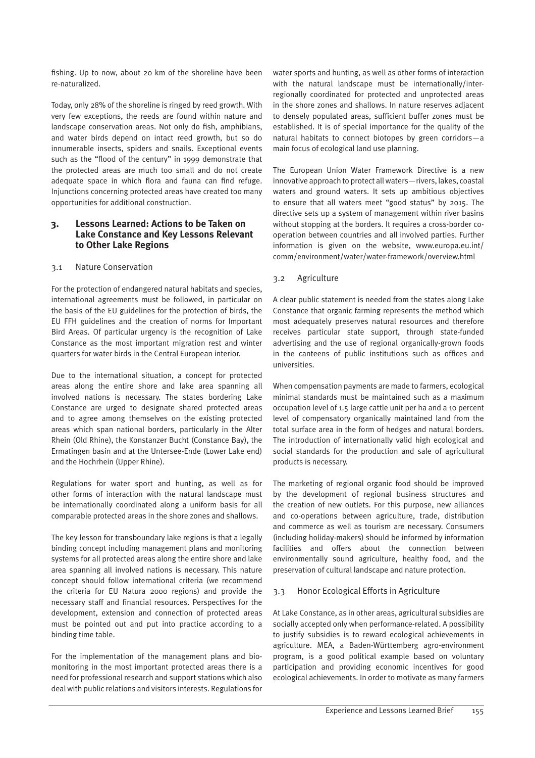fishing. Up to now, about 20 km of the shoreline have been re-naturalized.

Today, only 28% of the shoreline is ringed by reed growth. With very few exceptions, the reeds are found within nature and landscape conservation areas. Not only do fish, amphibians, and water birds depend on intact reed growth, but so do innumerable insects, spiders and snails. Exceptional events such as the "flood of the century" in 1999 demonstrate that the protected areas are much too small and do not create adequate space in which flora and fauna can find refuge. Injunctions concerning protected areas have created too many opportunities for additional construction.

## 3. Lessons Learned: Actions to be Taken on Lake Constance and Key Lessons Relevant to Other Lake Regions

### 3.1 Nature Conservation

For the protection of endangered natural habitats and species, international agreements must be followed, in particular on the basis of the EU guidelines for the protection of birds, the EU FFH guidelines and the creation of norms for Important Bird Areas. Of particular urgency is the recognition of Lake Constance as the most important migration rest and winter quarters for water birds in the Central European interior.

Due to the international situation, a concept for protected areas along the entire shore and lake area spanning all involved nations is necessary. The states bordering Lake Constance are urged to designate shared protected areas and to agree among themselves on the existing protected areas which span national borders, particularly in the Alter Rhein (Old Rhine), the Konstanzer Bucht (Constance Bay), the Ermatingen basin and at the Untersee-Ende (Lower Lake end) and the Hochrhein (Upper Rhine).

Regulations for water sport and hunting, as well as for other forms of interaction with the natural landscape must be internationally coordinated along a uniform basis for all comparable protected areas in the shore zones and shallows.

The key lesson for transboundary lake regions is that a legally binding concept including management plans and monitoring systems for all protected areas along the entire shore and lake area spanning all involved nations is necessary. This nature concept should follow international criteria (we recommend the criteria for EU Natura 2000 regions) and provide the necessary staff and financial resources. Perspectives for the development, extension and connection of protected areas must be pointed out and put into practice according to a binding time table.

For the implementation of the management plans and bio-monitoring in the most important protected areas there is a need for professional research and support stations which also deal with public relations and visitors interests. Regulations for water sports and hunting, as well as other forms of interaction with the natural landscape must be internationally/inter-regionally coordinated for protected and unprotected areas in the shore zones and shallows. In nature reserves adjacent to densely populated areas, sufficient buffer zones must be established. It is of special importance for the quality of the natural habitats to connect biotopes by green corridors—a main focus of ecological land use planning.

The European Union Water Framework Directive is a new innovative approach to protect all waters—rivers, lakes, coastal waters and ground waters. It sets up ambitious objectives to ensure that all waters meet "good status" by 2015. The directive sets up a system of management within river basins without stopping at the borders. It requires a cross-border co-operation between countries and all involved parties. Further information is given on the website, www.europa.eu.int/comm/environment/water/water-framework/overview.html

### 3.2 Agriculture

A clear public statement is needed from the states along Lake Constance that organic farming represents the method which most adequately preserves natural resources and therefore receives particular state support, through state-funded advertising and the use of regional organically-grown foods in the canteens of public institutions such as offices and universities.

When compensation payments are made to farmers, ecological minimal standards must be maintained such as a maximum occupation level of 1.5 large cattle unit per ha and a 10 percent level of compensatory organically maintained land from the total surface area in the form of hedges and natural borders. The introduction of internationally valid high ecological and social standards for the production and sale of agricultural products is necessary.

The marketing of regional organic food should be improved by the development of regional business structures and the creation of new outlets. For this purpose, new alliances and co-operations between agriculture, trade, distribution and commerce as well as tourism are necessary. Consumers (including holiday-makers) should be informed by information facilities and offers about the connection between environmentally sound agriculture, healthy food, and the preservation of cultural landscape and nature protection.

### 3.3 Honor Ecological Efforts in Agriculture

At Lake Constance, as in other areas, agricultural subsidies are socially accepted only when performance-related. A possibility to justify subsidies is to reward ecological achievements in agriculture. MEA, a Baden-Württemberg agro-environment program, is a good political example based on voluntary participation and providing economic incentives for good ecological achievements. In order to motivate as many farmers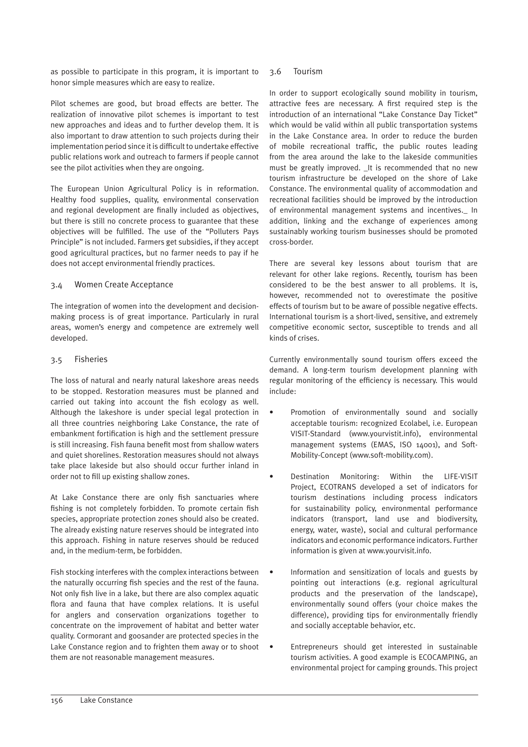as possible to participate in this program, it is important to honor simple measures which are easy to realize.

Pilot schemes are good, but broad effects are better. The realization of innovative pilot schemes is important to test new approaches and ideas and to further develop them. It is also important to draw attention to such projects during their implementation period since it is difficult to undertake effective public relations work and outreach to farmers if people cannot see the pilot activities when they are ongoing.

The European Union Agricultural Policy is in reformation. Healthy food supplies, quality, environmental conservation and regional development are finally included as objectives, but there is still no concrete process to guarantee that these objectives will be fulfilled. The use of the "Polluters Pays Principle" is not included. Farmers get subsidies, if they accept good agricultural practices, but no farmer needs to pay if he does not accept environmental friendly practices.

### 3.4 Women Create Acceptance

The integration of women into the development and decision-making process is of great importance. Particularly in rural areas, women's energy and competence are extremely well developed.

### 3.5 Fisheries

The loss of natural and nearly natural lakeshore areas needs to be stopped. Restoration measures must be planned and carried out taking into account the fish ecology as well. Although the lakeshore is under special legal protection in all three countries neighboring Lake Constance, the rate of embankment fortification is high and the settlement pressure is still increasing. Fish fauna benefit most from shallow waters and quiet shorelines. Restoration measures should not always take place lakeside but also should occur further inland in order not to fill up existing shallow zones.

At Lake Constance there are only fish sanctuaries where fishing is not completely forbidden. To promote certain fish species, appropriate protection zones should also be created. The already existing nature reserves should be integrated into this approach. Fishing in nature reserves should be reduced and, in the medium-term, be forbidden.

Fish stocking interferes with the complex interactions between the naturally occurring fish species and the rest of the fauna. Not only fish live in a lake, but there are also complex aquatic flora and fauna that have complex relations. It is useful for anglers and conservation organizations together to concentrate on the improvement of habitat and better water quality. Cormorant and goosander are protected species in the Lake Constance region and to frighten them away or to shoot them are not reasonable management measures.

### 3.6 Tourism

In order to support ecologically sound mobility in tourism, attractive fees are necessary. A first required step is the introduction of an international "Lake Constance Day Ticket" which would be valid within all public transportation systems in the Lake Constance area. In order to reduce the burden of mobile recreational traffic, the public routes leading from the area around the lake to the lakeside communities must be greatly improved. _It is recommended that no new tourism infrastructure be developed on the shore of Lake Constance. The environmental quality of accommodation and recreational facilities should be improved by the introduction of environmental management systems and incentives._ In addition, linking and the exchange of experiences among sustainably working tourism businesses should be promoted cross-border.

There are several key lessons about tourism that are relevant for other lake regions. Recently, tourism has been considered to be the best answer to all problems. It is, however, recommended not to overestimate the positive effects of tourism but to be aware of possible negative effects. International tourism is a short-lived, sensitive, and extremely competitive economic sector, susceptible to trends and all kinds of crises.

Currently environmentally sound tourism offers exceed the demand. A long-term tourism development planning with regular monitoring of the efficiency is necessary. This would include:

- Promotion of environmentally sound and socially acceptable tourism: recognized Ecolabel, i.e. European VISIT-Standard (www.yourvistit.info), environmental management systems (EMAS, ISO 14001), and Soft-Mobility-Concept (www.soft-mobility.com).
- Destination Monitoring: Within the LIFE-VISIT Project, ECOTRANS developed a set of indicators for tourism destinations including process indicators for sustainability policy, environmental performance indicators (transport, land use and biodiversity, energy, water, waste), social and cultural performance indicators and economic performance indicators. Further information is given at www.yourvisit.info.
- Information and sensitization of locals and guests by pointing out interactions (e.g. regional agricultural products and the preservation of the landscape), environmentally sound offers (your choice makes the difference), providing tips for environmentally friendly and socially acceptable behavior, etc.
- Entrepreneurs should get interested in sustainable tourism activities. A good example is ECOCAMPING, an environmental project for camping grounds. This project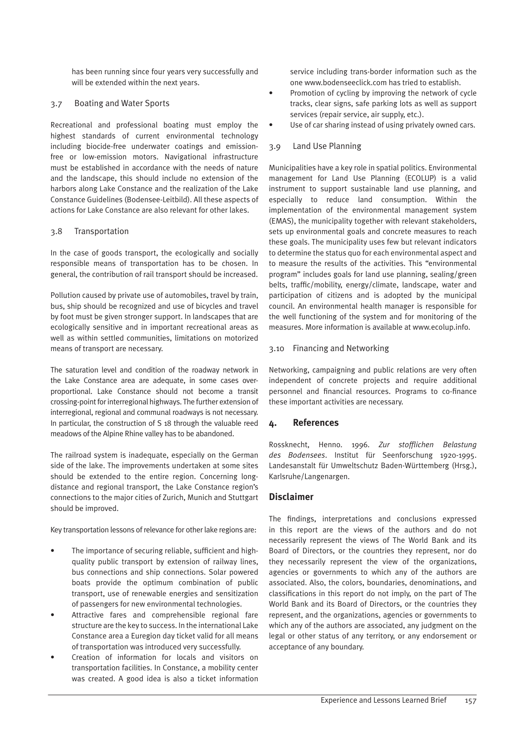has been running since four years very successfully and will be extended within the next years.

### 3.7 Boating and Water Sports

Recreational and professional boating must employ the highest standards of current environmental technology including biocide-free underwater coatings and emission-free or low-emission motors. Navigational infrastructure must be established in accordance with the needs of nature and the landscape, this should include no extension of the harbors along Lake Constance and the realization of the Lake Constance Guidelines (Bodensee-Leitbild). All these aspects of actions for Lake Constance are also relevant for other lakes.

### 3.8 Transportation

In the case of goods transport, the ecologically and socially responsible means of transportation has to be chosen. In general, the contribution of rail transport should be increased.

Pollution caused by private use of automobiles, travel by train, bus, ship should be recognized and use of bicycles and travel by foot must be given stronger support. In landscapes that are ecologically sensitive and in important recreational areas as well as within settled communities, limitations on motorized means of transport are necessary.

The saturation level and condition of the roadway network in the Lake Constance area are adequate, in some cases over-proportional. Lake Constance should not become a transit crossing-point for interregional highways. The further extension of interregional, regional and communal roadways is not necessary. In particular, the construction of S 18 through the valuable reed meadows of the Alpine Rhine valley has to be abandoned.

The railroad system is inadequate, especially on the German side of the lake. The improvements undertaken at some sites should be extended to the entire region. Concerning long-distance and regional transport, the Lake Constance region's connections to the major cities of Zurich, Munich and Stuttgart should be improved.

Key transportation lessons of relevance for other lake regions are:

- The importance of securing reliable, sufficient and high-quality public transport by extension of railway lines, bus connections and ship connections. Solar powered boats provide the optimum combination of public transport, use of renewable energies and sensitization of passengers for new environmental technologies.
- Attractive fares and comprehensible regional fare structure are the key to success. In the international Lake Constance area a Euregion day ticket valid for all means of transportation was introduced very successfully.
- Creation of information for locals and visitors on transportation facilities. In Constance, a mobility center was created. A good idea is also a ticket information service including trans-border information such as the one www.bodenseeclick.com has tried to establish.
- Promotion of cycling by improving the network of cycle tracks, clear signs, safe parking lots as well as support services (repair service, air supply, etc.).
- Use of car sharing instead of using privately owned cars.

### 3.9 Land Use Planning

Municipalities have a key role in spatial politics. Environmental management for Land Use Planning (ECOLUP) is a valid instrument to support sustainable land use planning, and especially to reduce land consumption. Within the implementation of the environmental management system (EMAS), the municipality together with relevant stakeholders, sets up environmental goals and concrete measures to reach these goals. The municipality uses few but relevant indicators to determine the status quo for each environmental aspect and to measure the results of the activities. This "environmental program" includes goals for land use planning, sealing/green belts, traffic/mobility, energy/climate, landscape, water and participation of citizens and is adopted by the municipal council. An environmental health manager is responsible for the well functioning of the system and for monitoring of the measures. More information is available at www.ecolup.info.

### 3.10 Financing and Networking

Networking, campaigning and public relations are very often independent of concrete projects and require additional personnel and financial resources. Programs to co-finance these important activities are necessary.

## 4. References

Rossknecht, Henno. 1996. *Zur stofflichen Belastung des Bodensees*. Institut für Seenforschung 1920-1995. Landesanstalt für Umweltschutz Baden-Württemberg (Hrsg.), Karlsruhe/Langenargen.

## Disclaimer

The findings, interpretations and conclusions expressed in this report are the views of the authors and do not necessarily represent the views of The World Bank and its Board of Directors, or the countries they represent, nor do they necessarily represent the view of the organizations, agencies or governments to which any of the authors are associated. Also, the colors, boundaries, denominations, and classifications in this report do not imply, on the part of The World Bank and its Board of Directors, or the countries they represent, and the organizations, agencies or governments to which any of the authors are associated, any judgment on the legal or other status of any territory, or any endorsement or acceptance of any boundary.